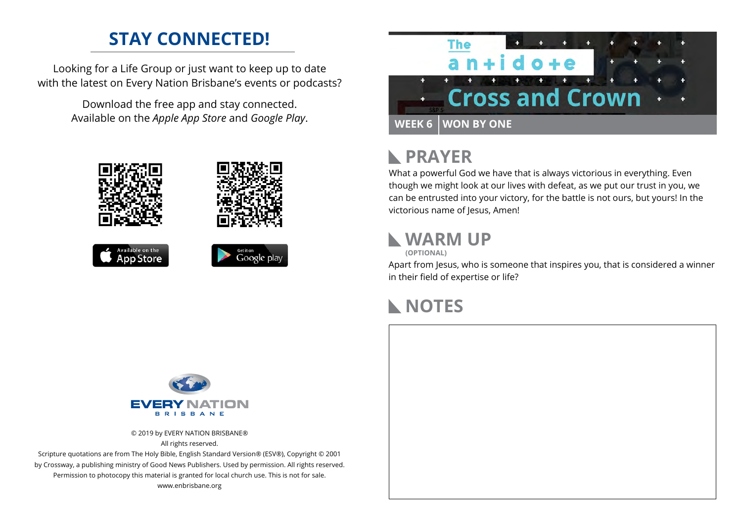## STAY CONNECTED!

Looking for a Life Group or just want to keep up to date with the latest on Every Nation Brisbane's events or podcasts?

Download the free app and stay connected. Available on the *Apple App Store* and *Google Play*.

Available on the App Store

Get it on Google play

EVERY NATION BRISBANE

© 2019 by EVERY NATION BRISBANE®
All rights reserved.
Scripture quotations are from The Holy Bible, English Standard Version® (ESV®), Copyright © 2001 by Crossway, a publishing ministry of Good News Publishers. Used by permission. All rights reserved.
Permission to photocopy this material is granted for local church use. This is not for sale.
www.enbrisbane.org

# The antidote
# Cross and Crown

**WEEK 6 | WON BY ONE**

## PRAYER

What a powerful God we have that is always victorious in everything. Even though we might look at our lives with defeat, as we put our trust in you, we can be entrusted into your victory, for the battle is not ours, but yours! In the victorious name of Jesus, Amen!

## WARM UP

**(OPTIONAL)**

Apart from Jesus, who is someone that inspires you, that is considered a winner in their field of expertise or life?

## NOTES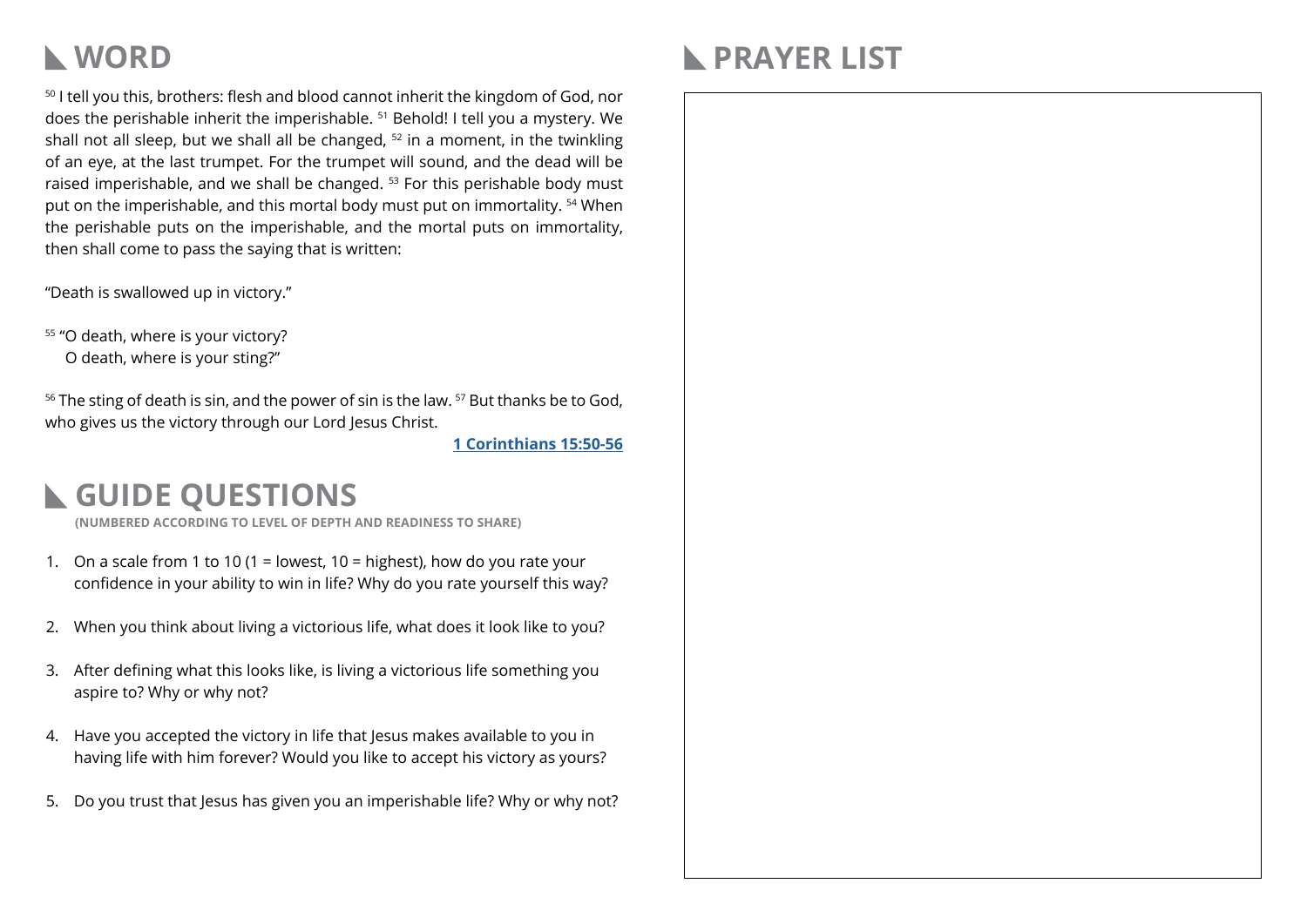## WORD

[50] I tell you this, brothers: flesh and blood cannot inherit the kingdom of God, nor does the perishable inherit the imperishable. [51] Behold! I tell you a mystery. We shall not all sleep, but we shall all be changed, [52] in a moment, in the twinkling of an eye, at the last trumpet. For the trumpet will sound, and the dead will be raised imperishable, and we shall be changed. [53] For this perishable body must put on the imperishable, and this mortal body must put on immortality. [54] When the perishable puts on the imperishable, and the mortal puts on immortality, then shall come to pass the saying that is written:

"Death is swallowed up in victory."

[55] "O death, where is your victory?
O death, where is your sting?"

[56] The sting of death is sin, and the power of sin is the law. [57] But thanks be to God, who gives us the victory through our Lord Jesus Christ.

**1 Corinthians 15:50-56**

## GUIDE QUESTIONS

**(NUMBERED ACCORDING TO LEVEL OF DEPTH AND READINESS TO SHARE)**

1. On a scale from 1 to 10 (1 = lowest, 10 = highest), how do you rate your confidence in your ability to win in life? Why do you rate yourself this way?
2. When you think about living a victorious life, what does it look like to you?
3. After defining what this looks like, is living a victorious life something you aspire to? Why or why not?
4. Have you accepted the victory in life that Jesus makes available to you in having life with him forever? Would you like to accept his victory as yours?
5. Do you trust that Jesus has given you an imperishable life? Why or why not?

## PRAYER LIST